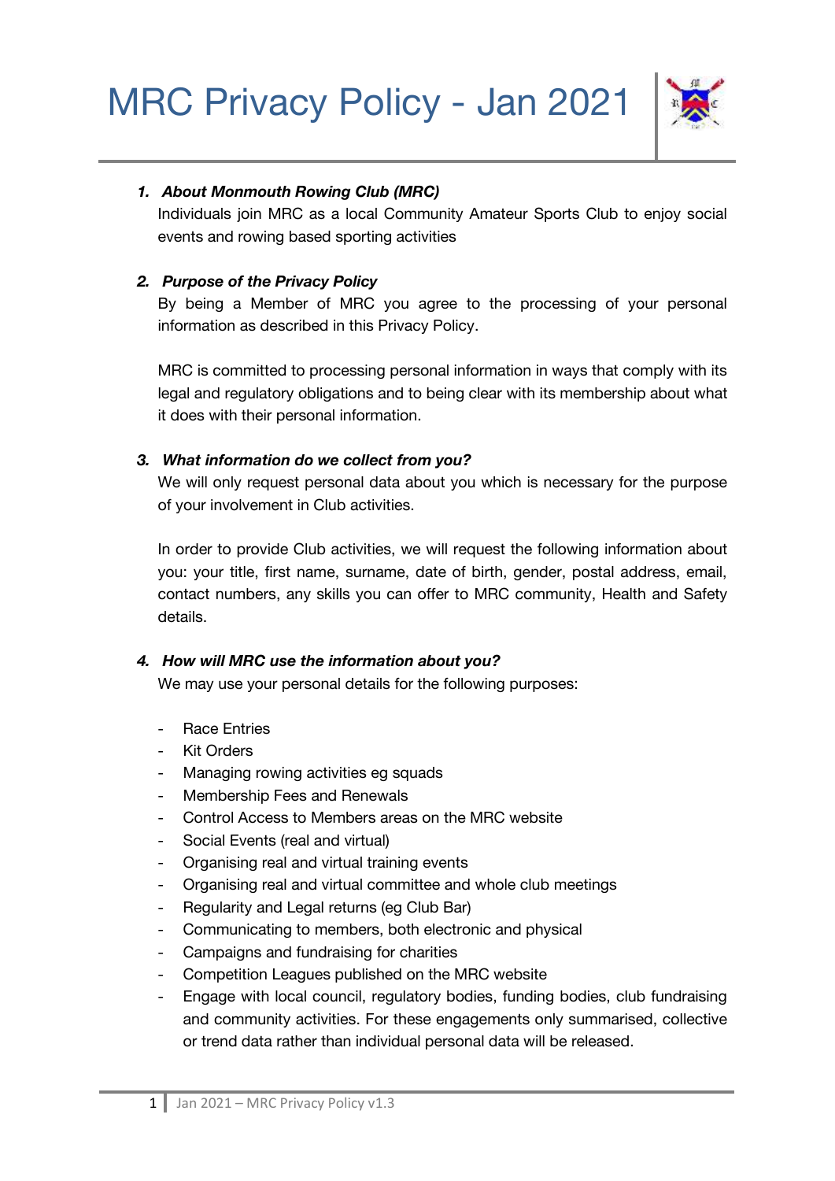# MRC Privacy Policy - Jan 2021

### 1. *About Monmouth Rowing Club (MRC)*

Individuals join MRC as a local Community Amateur Sports Club to enjoy social events and rowing based sporting activities

### 2. *Purpose of the Privacy Policy*

By being a Member of MRC you agree to the processing of your personal information as described in this Privacy Policy.

MRC is committed to processing personal information in ways that comply with its legal and regulatory obligations and to being clear with its membership about what it does with their personal information.

### 3. *What information do we collect from you?*

We will only request personal data about you which is necessary for the purpose of your involvement in Club activities.

In order to provide Club activities, we will request the following information about you: your title, first name, surname, date of birth, gender, postal address, email, contact numbers, any skills you can offer to MRC community, Health and Safety details.

### 4. *How will MRC use the information about you?*

We may use your personal details for the following purposes:

- Race Entries
- Kit Orders
- Managing rowing activities eg squads
- Membership Fees and Renewals
- Control Access to Members areas on the MRC website
- Social Events (real and virtual)
- Organising real and virtual training events
- Organising real and virtual committee and whole club meetings
- Regularity and Legal returns (eg Club Bar)
- Communicating to members, both electronic and physical
- Campaigns and fundraising for charities
- Competition Leagues published on the MRC website
- Engage with local council, regulatory bodies, funding bodies, club fundraising and community activities. For these engagements only summarised, collective or trend data rather than individual personal data will be released.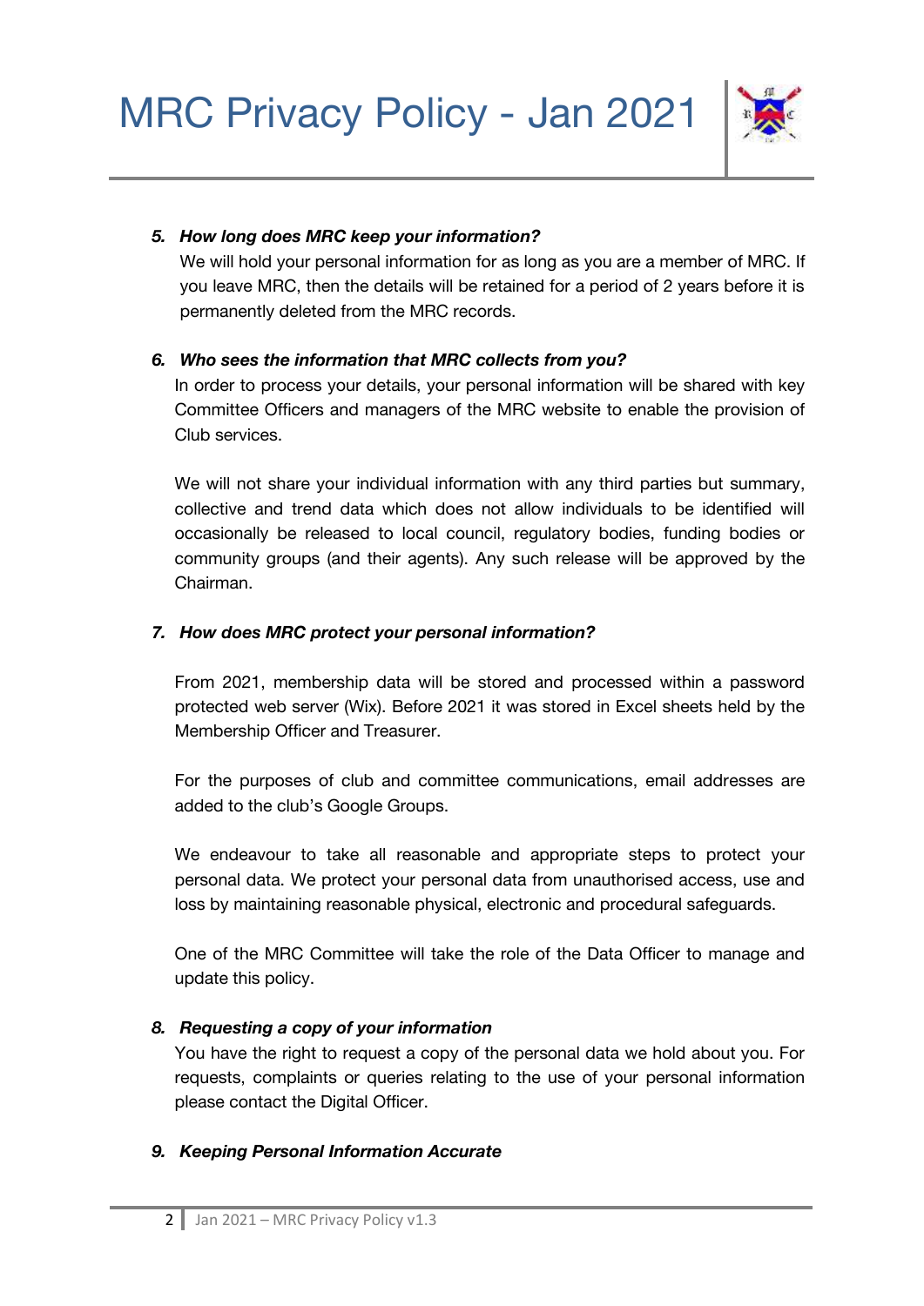### *5. How long does MRC keep your information?*

We will hold your personal information for as long as you are a member of MRC. If you leave MRC, then the details will be retained for a period of 2 years before it is permanently deleted from the MRC records.

### *6. Who sees the information that MRC collects from you?*

In order to process your details, your personal information will be shared with key Committee Officers and managers of the MRC website to enable the provision of Club services.

We will not share your individual information with any third parties but summary, collective and trend data which does not allow individuals to be identified will occasionally be released to local council, regulatory bodies, funding bodies or community groups (and their agents). Any such release will be approved by the Chairman.

### *7. How does MRC protect your personal information?*

From 2021, membership data will be stored and processed within a password protected web server (Wix). Before 2021 it was stored in Excel sheets held by the Membership Officer and Treasurer.

For the purposes of club and committee communications, email addresses are added to the club's Google Groups.

We endeavour to take all reasonable and appropriate steps to protect your personal data. We protect your personal data from unauthorised access, use and loss by maintaining reasonable physical, electronic and procedural safeguards.

One of the MRC Committee will take the role of the Data Officer to manage and update this policy.

### *8. Requesting a copy of your information*

You have the right to request a copy of the personal data we hold about you. For requests, complaints or queries relating to the use of your personal information please contact the Digital Officer.

### *9. Keeping Personal Information Accurate*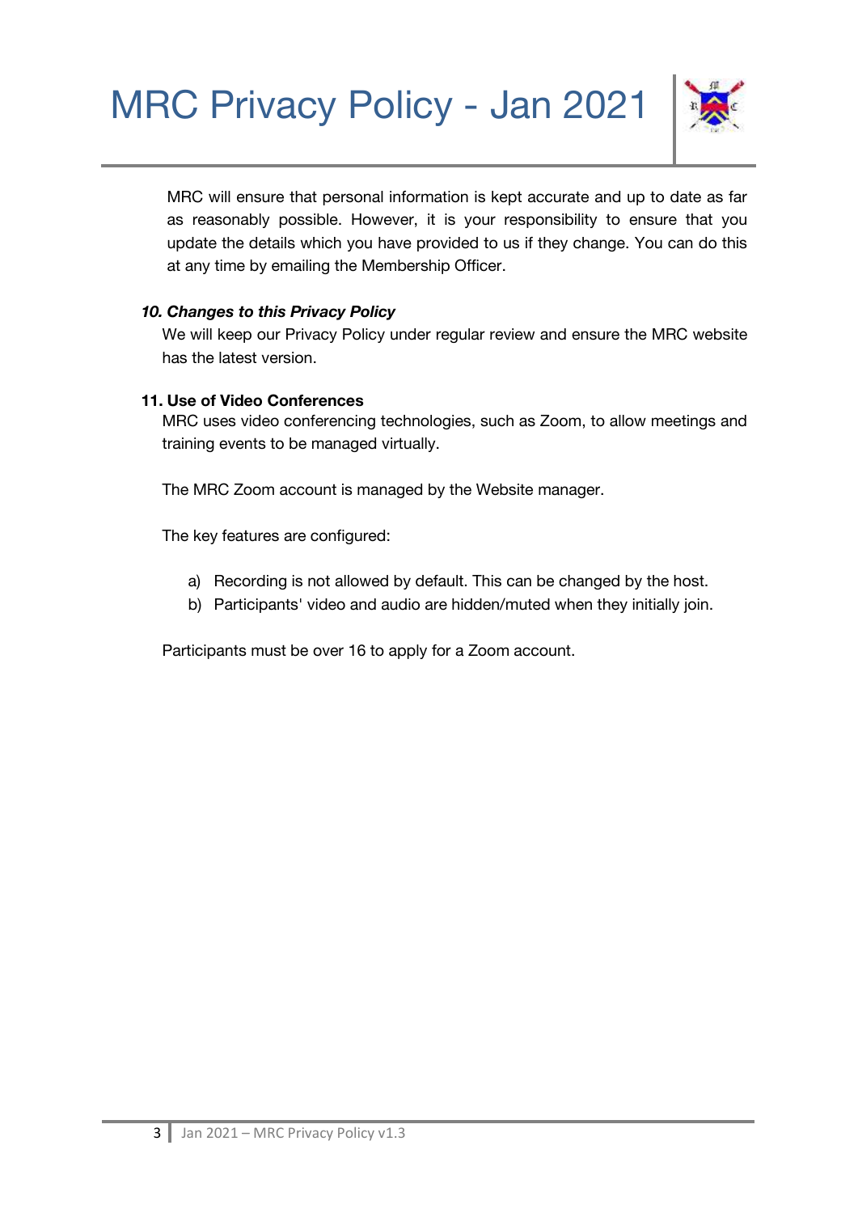MRC will ensure that personal information is kept accurate and up to date as far as reasonably possible. However, it is your responsibility to ensure that you update the details which you have provided to us if they change. You can do this at any time by emailing the Membership Officer.

### *10. Changes to this Privacy Policy*

We will keep our Privacy Policy under regular review and ensure the MRC website has the latest version.

### 11. Use of Video Conferences

MRC uses video conferencing technologies, such as Zoom, to allow meetings and training events to be managed virtually.

The MRC Zoom account is managed by the Website manager.

The key features are configured:

a) Recording is not allowed by default. This can be changed by the host.
b) Participants' video and audio are hidden/muted when they initially join.

Participants must be over 16 to apply for a Zoom account.